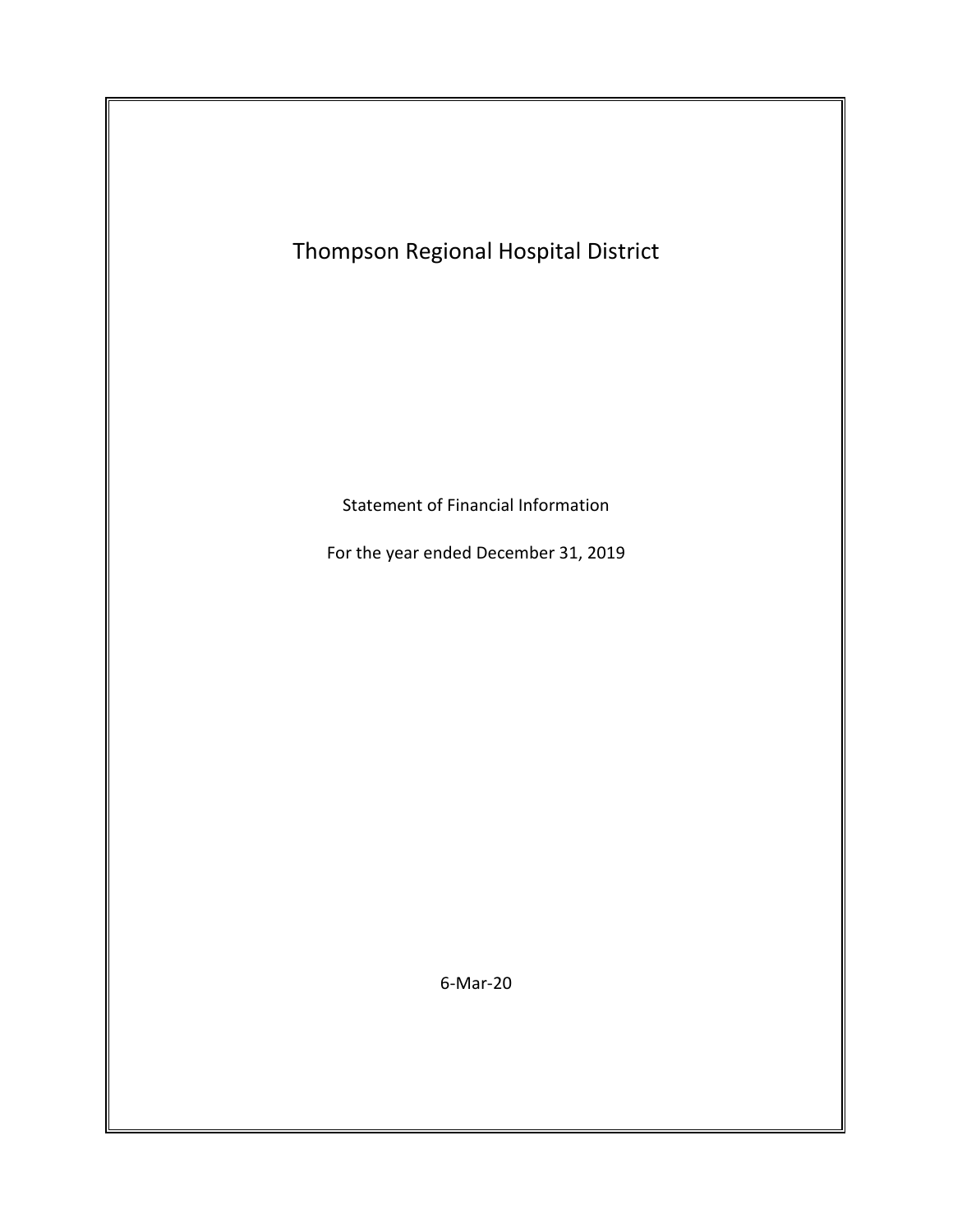# Thompson Regional Hospital District

Statement of Financial Information

For the year ended December 31, 2019

6-Mar-20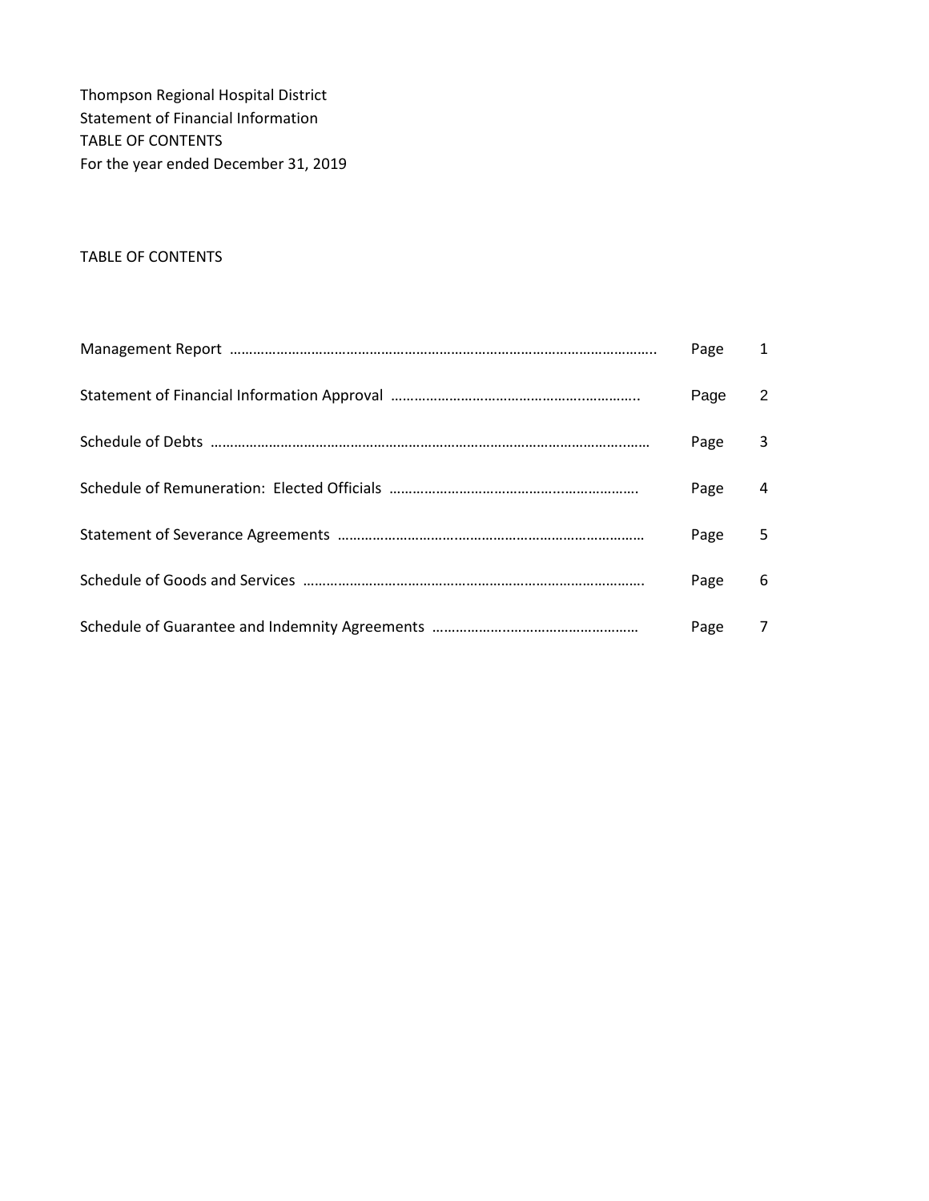Thompson Regional Hospital District
Statement of Financial Information
TABLE OF CONTENTS
For the year ended December 31, 2019

TABLE OF CONTENTS

| | | |
|---|---|---|
| Management Report ………………………………………………………………………………………….. | Page | 1 |
| Statement of Financial Information Approval ……………………………………………….…………….. | Page | 2 |
| Schedule of Debts …………………………………………………………………………………………..…… | Page | 3 |
| Schedule of Remuneration: Elected Officials …………………………………………..………………. | Page | 4 |
| Statement of Severance Agreements …………………………..…………………………………………… | Page | 5 |
| Schedule of Goods and Services ……………………………………………………………………………. | Page | 6 |
| Schedule of Guarantee and Indemnity Agreements …………………..…………………………… | Page | 7 |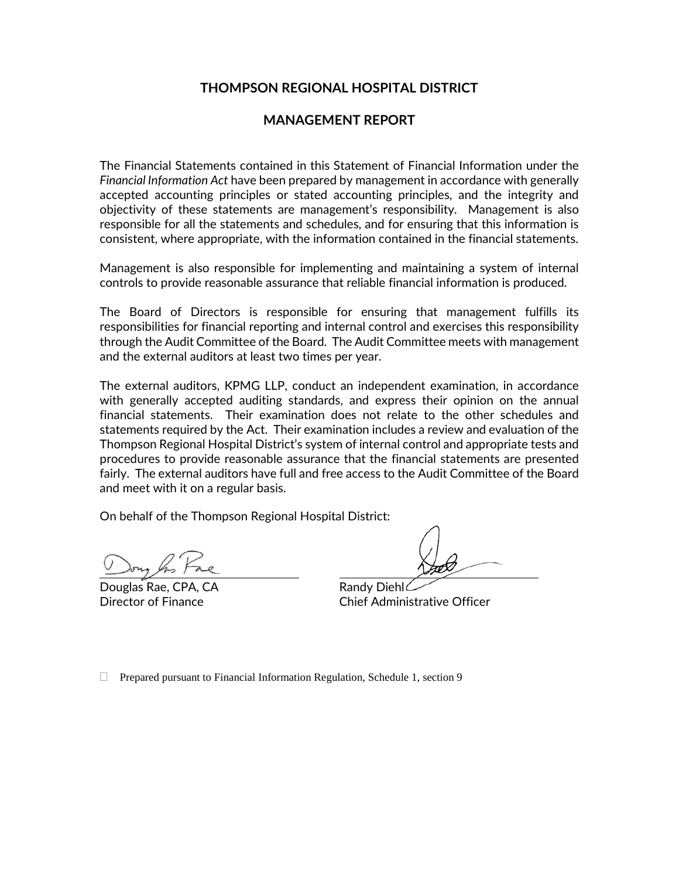# THOMPSON REGIONAL HOSPITAL DISTRICT

## MANAGEMENT REPORT

The Financial Statements contained in this Statement of Financial Information under the *Financial Information Act* have been prepared by management in accordance with generally accepted accounting principles or stated accounting principles, and the integrity and objectivity of these statements are management's responsibility. Management is also responsible for all the statements and schedules, and for ensuring that this information is consistent, where appropriate, with the information contained in the financial statements.

Management is also responsible for implementing and maintaining a system of internal controls to provide reasonable assurance that reliable financial information is produced.

The Board of Directors is responsible for ensuring that management fulfills its responsibilities for financial reporting and internal control and exercises this responsibility through the Audit Committee of the Board. The Audit Committee meets with management and the external auditors at least two times per year.

The external auditors, KPMG LLP, conduct an independent examination, in accordance with generally accepted auditing standards, and express their opinion on the annual financial statements. Their examination does not relate to the other schedules and statements required by the Act. Their examination includes a review and evaluation of the Thompson Regional Hospital District's system of internal control and appropriate tests and procedures to provide reasonable assurance that the financial statements are presented fairly. The external auditors have full and free access to the Audit Committee of the Board and meet with it on a regular basis.

On behalf of the Thompson Regional Hospital District:

Douglas Rae, CPA, CA
Director of Finance

Randy Diehl
Chief Administrative Officer

Prepared pursuant to Financial Information Regulation, Schedule 1, section 9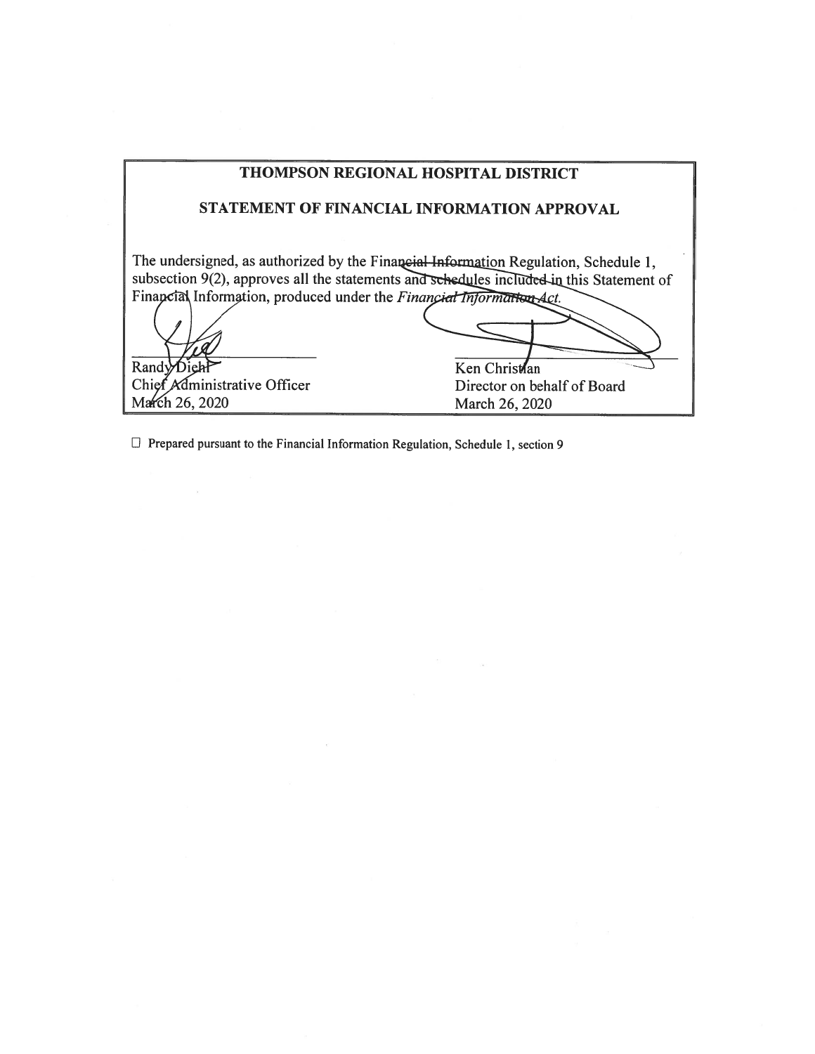# THOMPSON REGIONAL HOSPITAL DISTRICT

## STATEMENT OF FINANCIAL INFORMATION APPROVAL

The undersigned, as authorized by the Financial Information Regulation, Schedule 1, subsection 9(2), approves all the statements and schedules included in this Statement of Financial Information, produced under the *Financial Information Act*.

| | |
|---|---|
| Randy Diehl | Ken Christian |
| Chief Administrative Officer | Director on behalf of Board |
| March 26, 2020 | March 26, 2020 |

☐ Prepared pursuant to the Financial Information Regulation, Schedule 1, section 9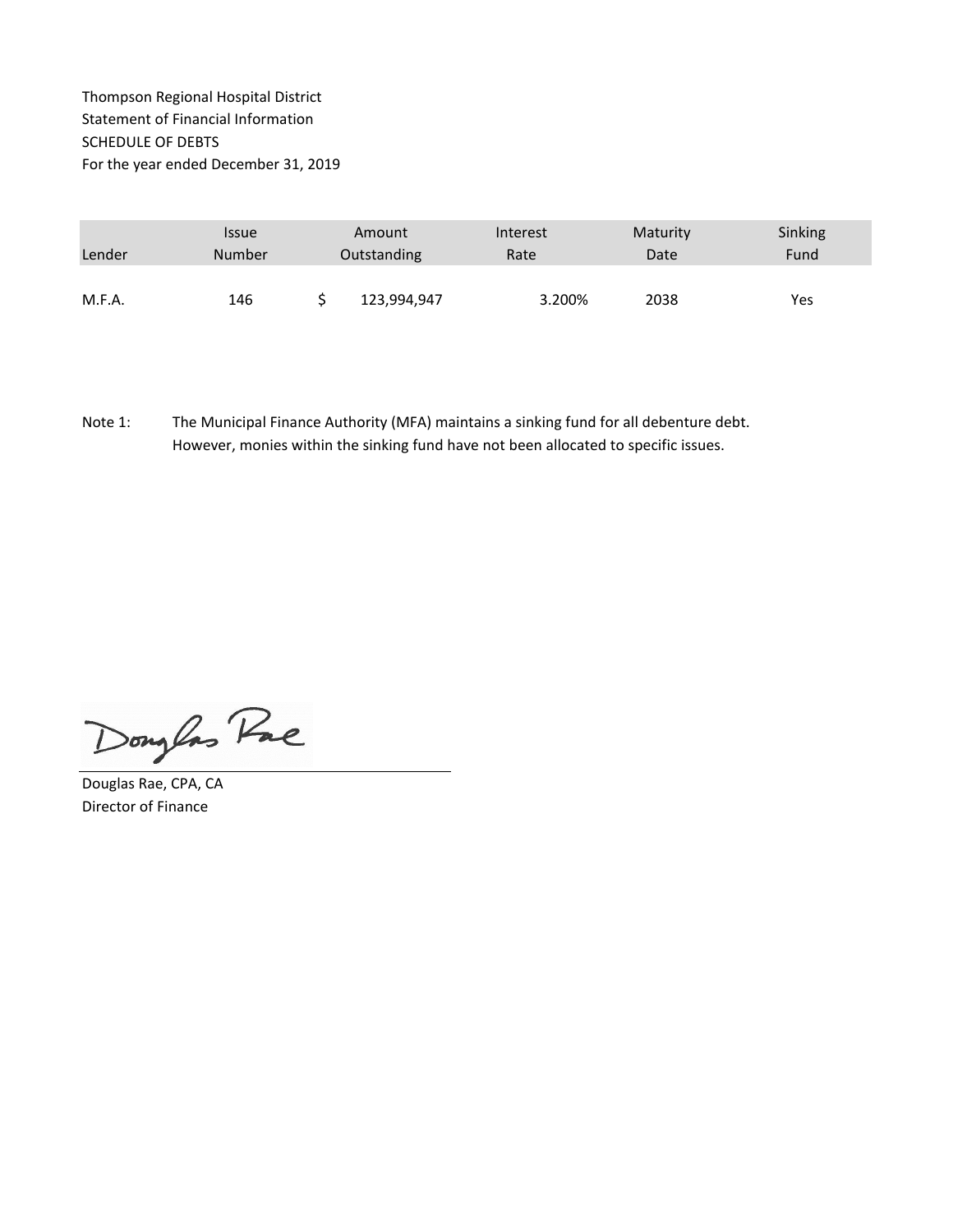Thompson Regional Hospital District
Statement of Financial Information
SCHEDULE OF DEBTS
For the year ended December 31, 2019

| Lender | Issue Number | Amount Outstanding | Interest Rate | Maturity Date | Sinking Fund |
|---|---|---|---|---|---|
| M.F.A. | 146 | $ 123,994,947 | 3.200% | 2038 | Yes |

Note 1: The Municipal Finance Authority (MFA) maintains a sinking fund for all debenture debt. However, monies within the sinking fund have not been allocated to specific issues.

Douglas Rae, CPA, CA
Director of Finance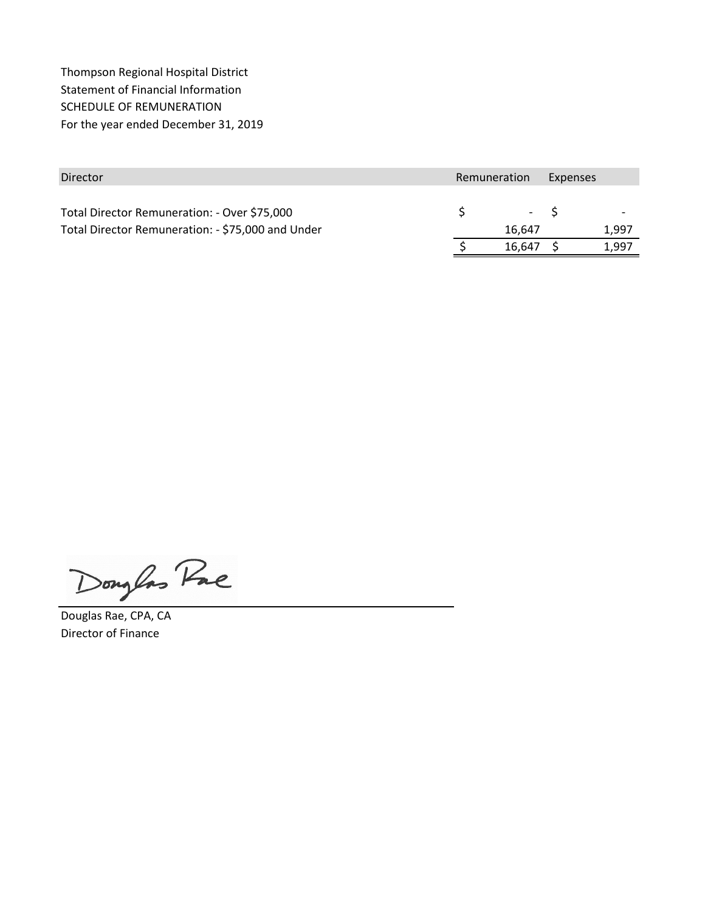Thompson Regional Hospital District
Statement of Financial Information
SCHEDULE OF REMUNERATION
For the year ended December 31, 2019

| Director | Remuneration | Expenses |
|---|---|---|
| Total Director Remuneration: - Over $75,000 | $ - | $ - |
| Total Director Remuneration: - $75,000 and Under | 16,647 | 1,997 |
| | $ 16,647 | $ 1,997 |

Douglas Rae, CPA, CA
Director of Finance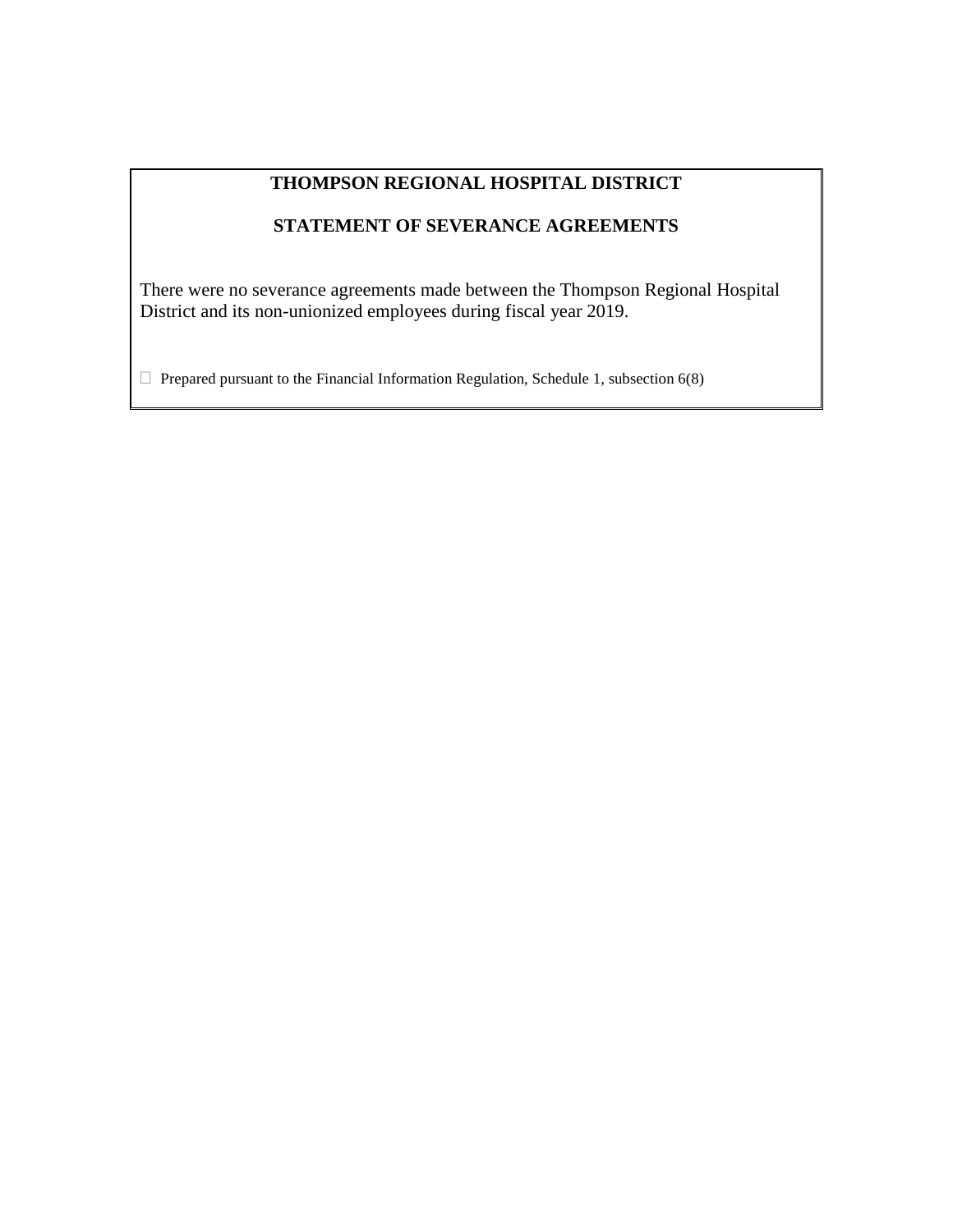**THOMPSON REGIONAL HOSPITAL DISTRICT**

**STATEMENT OF SEVERANCE AGREEMENTS**

There were no severance agreements made between the Thompson Regional Hospital District and its non-unionized employees during fiscal year 2019.

 Prepared pursuant to the Financial Information Regulation, Schedule 1, subsection 6(8)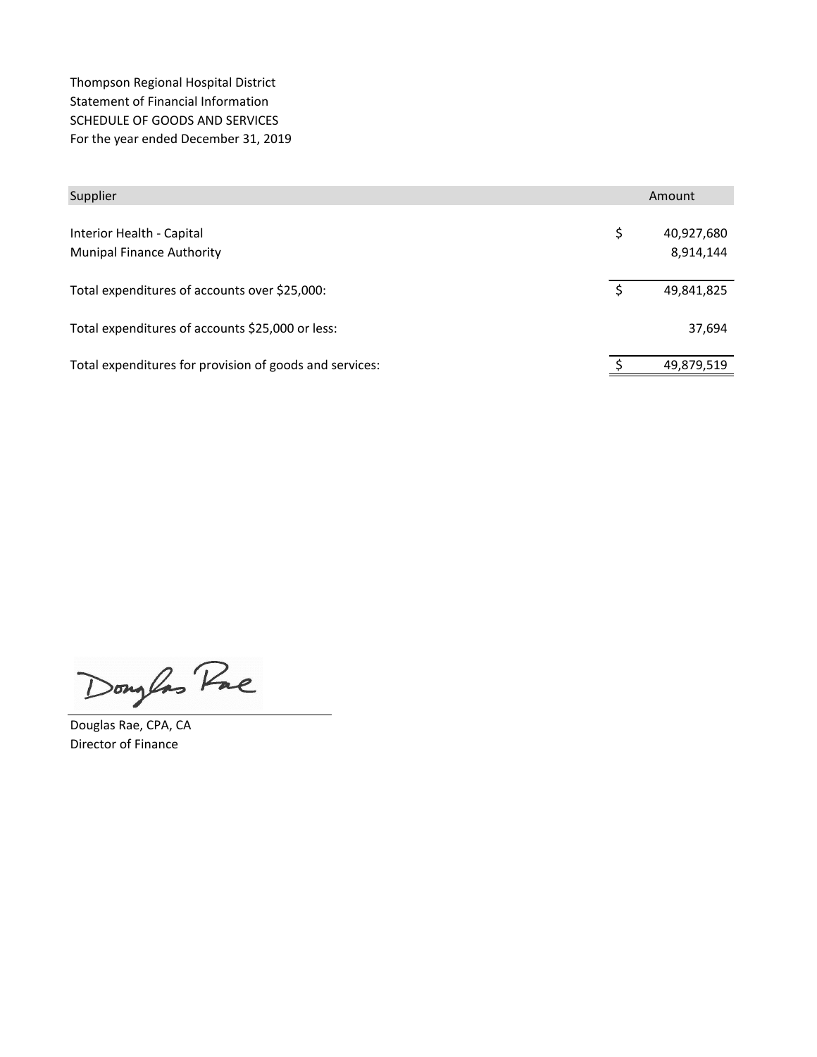Thompson Regional Hospital District
Statement of Financial Information
SCHEDULE OF GOODS AND SERVICES
For the year ended December 31, 2019

| Supplier | | Amount |
|---|---|---|
| Interior Health - Capital | $ | 40,927,680 |
| Munipal Finance Authority | | 8,914,144 |
| Total expenditures of accounts over $25,000: | $ | 49,841,825 |
| Total expenditures of accounts $25,000 or less: | | 37,694 |
| Total expenditures for provision of goods and services: | $ | 49,879,519 |

Douglas Rae

Douglas Rae, CPA, CA
Director of Finance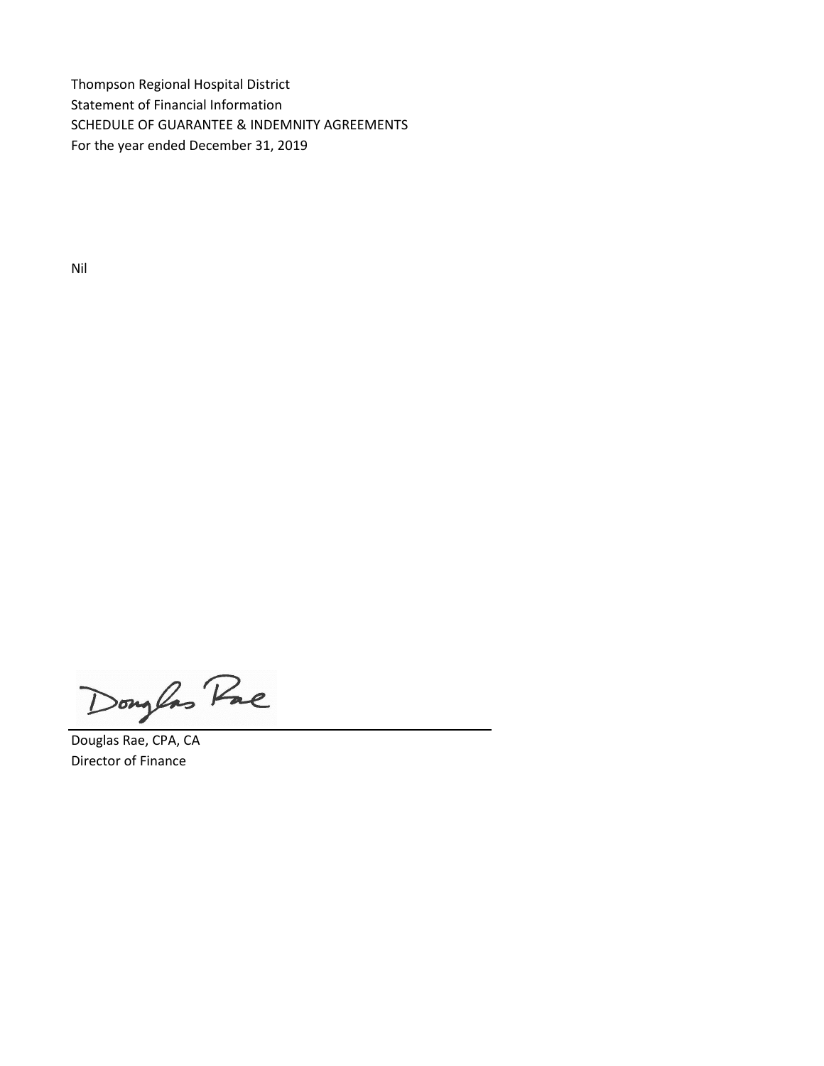Thompson Regional Hospital District
Statement of Financial Information
SCHEDULE OF GUARANTEE & INDEMNITY AGREEMENTS
For the year ended December 31, 2019

Nil

Douglas Rae, CPA, CA
Director of Finance